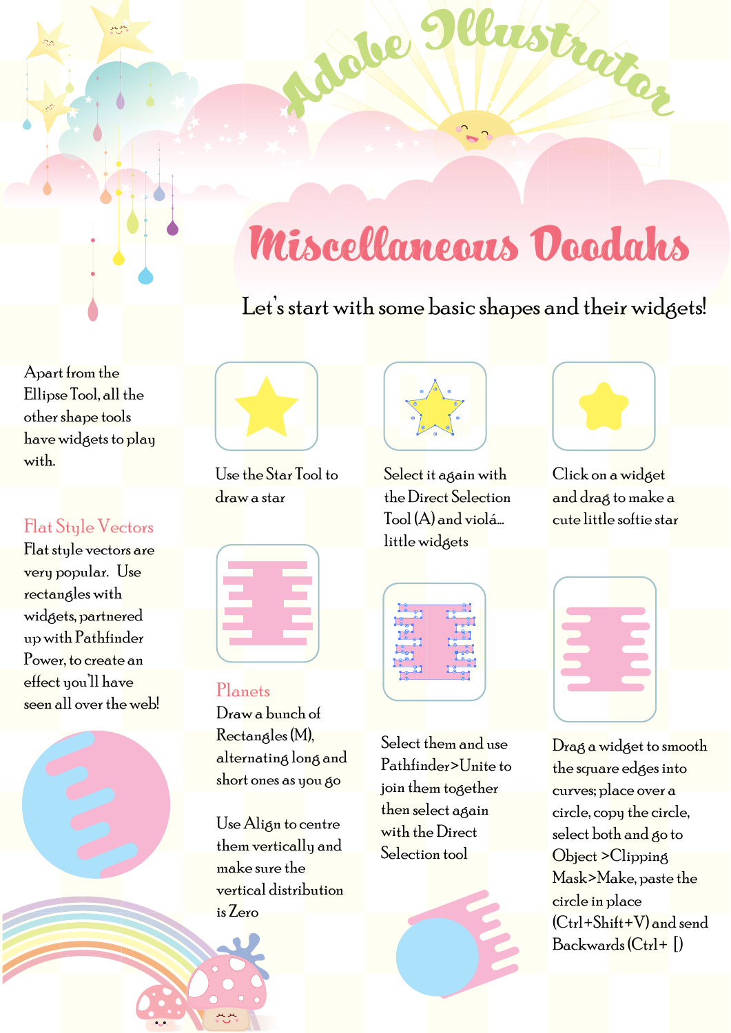# Adobe Illustrator

## Miscellaneous Doodahs

Let's start with some basic shapes and their widgets!

Apart from the Ellipse Tool, all the other shape tools have widgets to play with.

Use the Star Tool to draw a star

Select it again with the Direct Selection Tool (A) and violá... little widgets

Click on a widget and drag to make a cute little softie star

### Flat Style Vectors

Flat style vectors are very popular. Use rectangles with widgets, partnered up with Pathfinder Power, to create an effect you'll have seen all over the web!

### Planets

Draw a bunch of Rectangles (M), alternating long and short ones as you go

Use Align to centre them vertically and make sure the vertical distribution is Zero

Select them and use Pathfinder>Unite to join them together then select again with the Direct Selection tool

Drag a widget to smooth the square edges into curves; place over a circle, copy the circle, select both and go to Object >Clipping Mask>Make, paste the circle in place (Ctrl+Shift+V) and send Backwards (Ctrl+ [)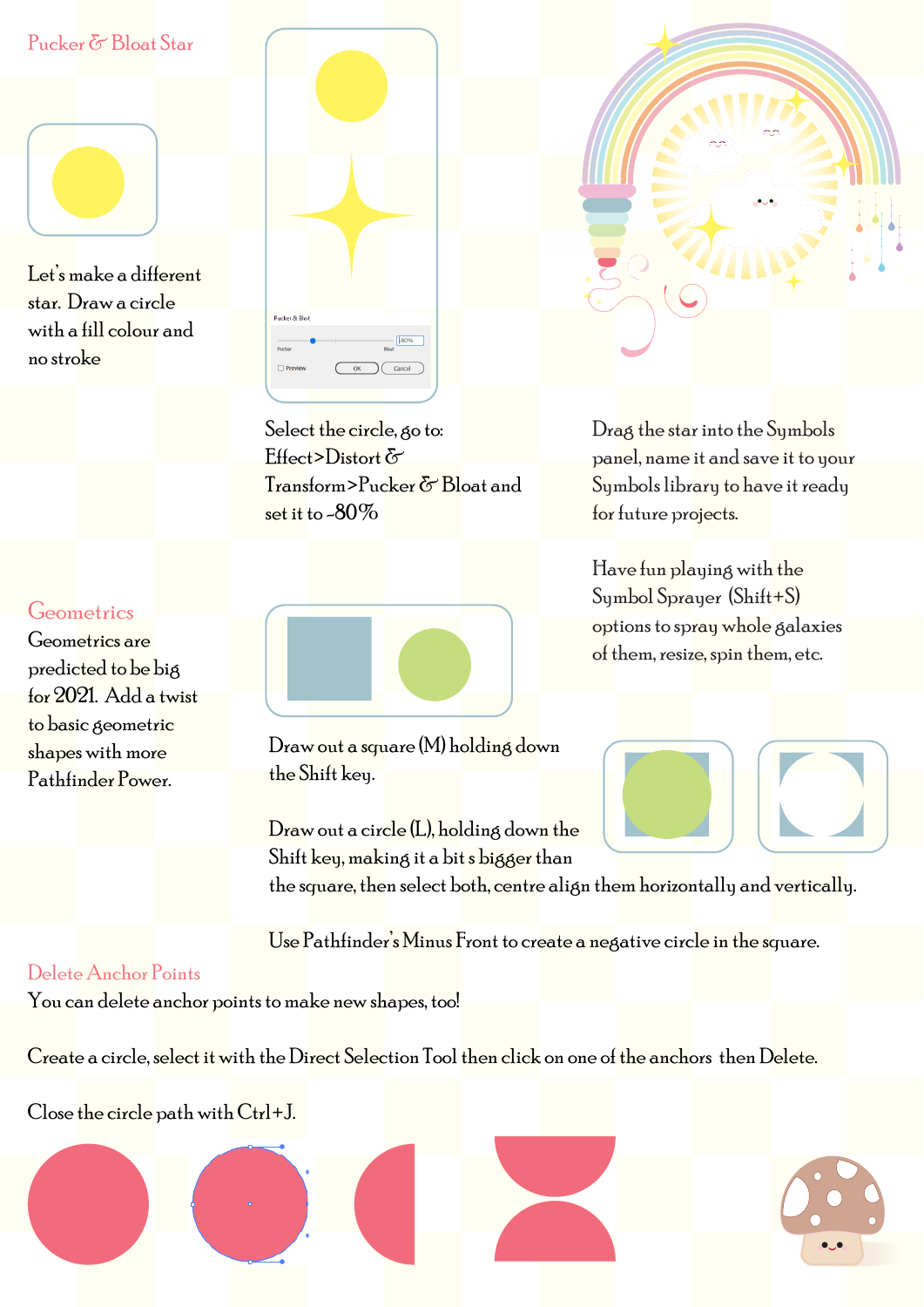## Pucker & Bloat Star

Let's make a different star. Draw a circle with a fill colour and no stroke

Select the circle, go to: Effect>Distort & Transform>Pucker & Bloat and set it to -80%

Drag the star into the Symbols panel, name it and save it to your Symbols library to have it ready for future projects.

Have fun playing with the Symbol Sprayer (Shift+S) options to spray whole galaxies of them, resize, spin them, etc.

## Geometrics

Geometrics are predicted to be big for 2021. Add a twist to basic geometric shapes with more Pathfinder Power.

Draw out a square (M) holding down the Shift key.

Draw out a circle (L), holding down the Shift key, making it a bit s bigger than the square, then select both, centre align them horizontally and vertically.

Use Pathfinder's Minus Front to create a negative circle in the square.

## Delete Anchor Points

You can delete anchor points to make new shapes, too!

Create a circle, select it with the Direct Selection Tool then click on one of the anchors then Delete.

Close the circle path with Ctrl+J.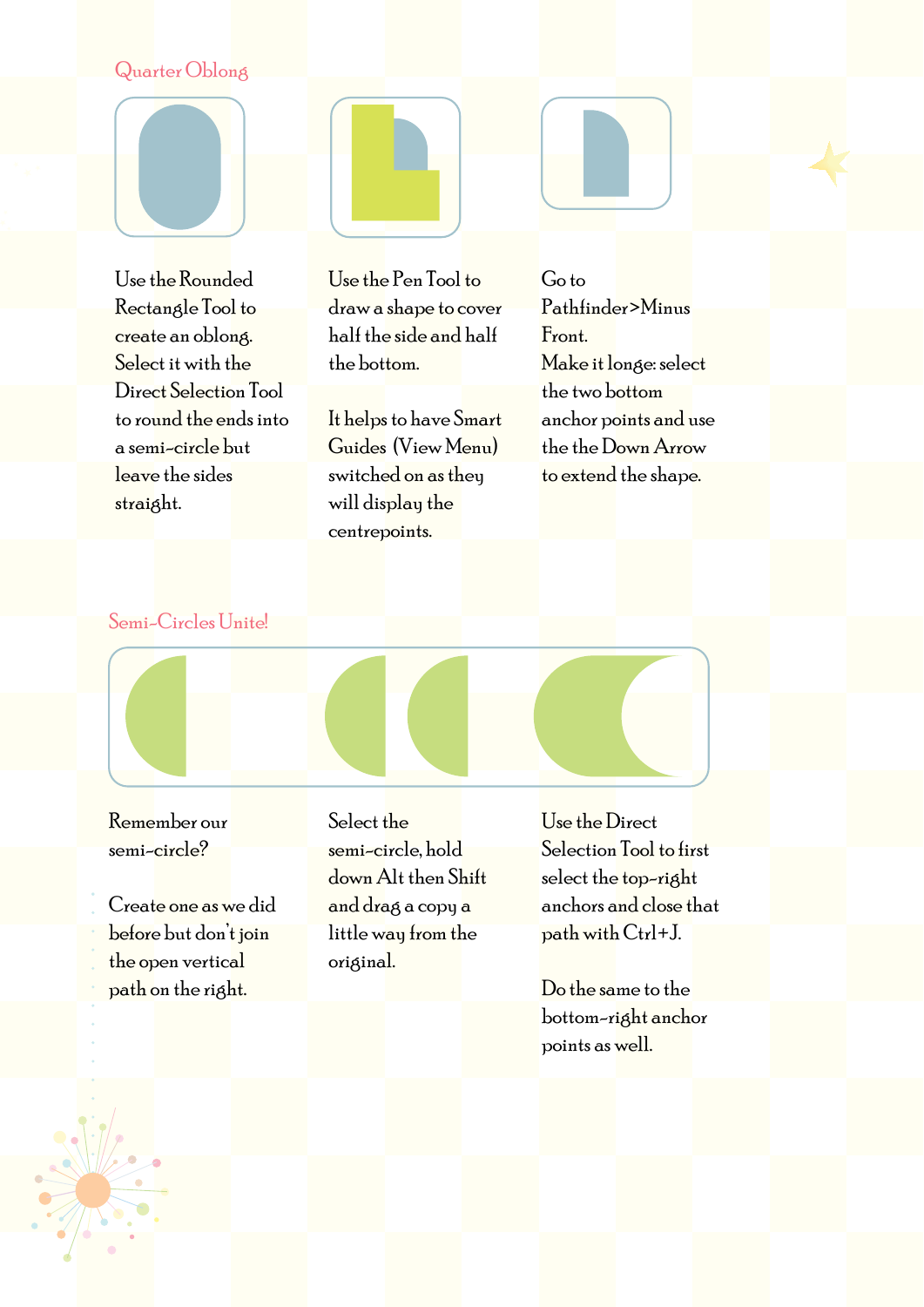## Quarter Oblong

Use the Rounded Rectangle Tool to create an oblong. Select it with the Direct Selection Tool to round the ends into a semi-circle but leave the sides straight.

Use the Pen Tool to draw a shape to cover half the side and half the bottom.

It helps to have Smart Guides (View Menu) switched on as they will display the centrepoints.

Go to Pathfinder>Minus Front.
Make it longe: select the two bottom anchor points and use the the Down Arrow to extend the shape.

## Semi-Circles Unite!

Remember our semi-circle?

Create one as we did before but don't join the open vertical path on the right.

Select the semi-circle, hold down Alt then Shift and drag a copy a little way from the original.

Use the Direct Selection Tool to first select the top-right anchors and close that path with Ctrl+J.

Do the same to the bottom-right anchor points as well.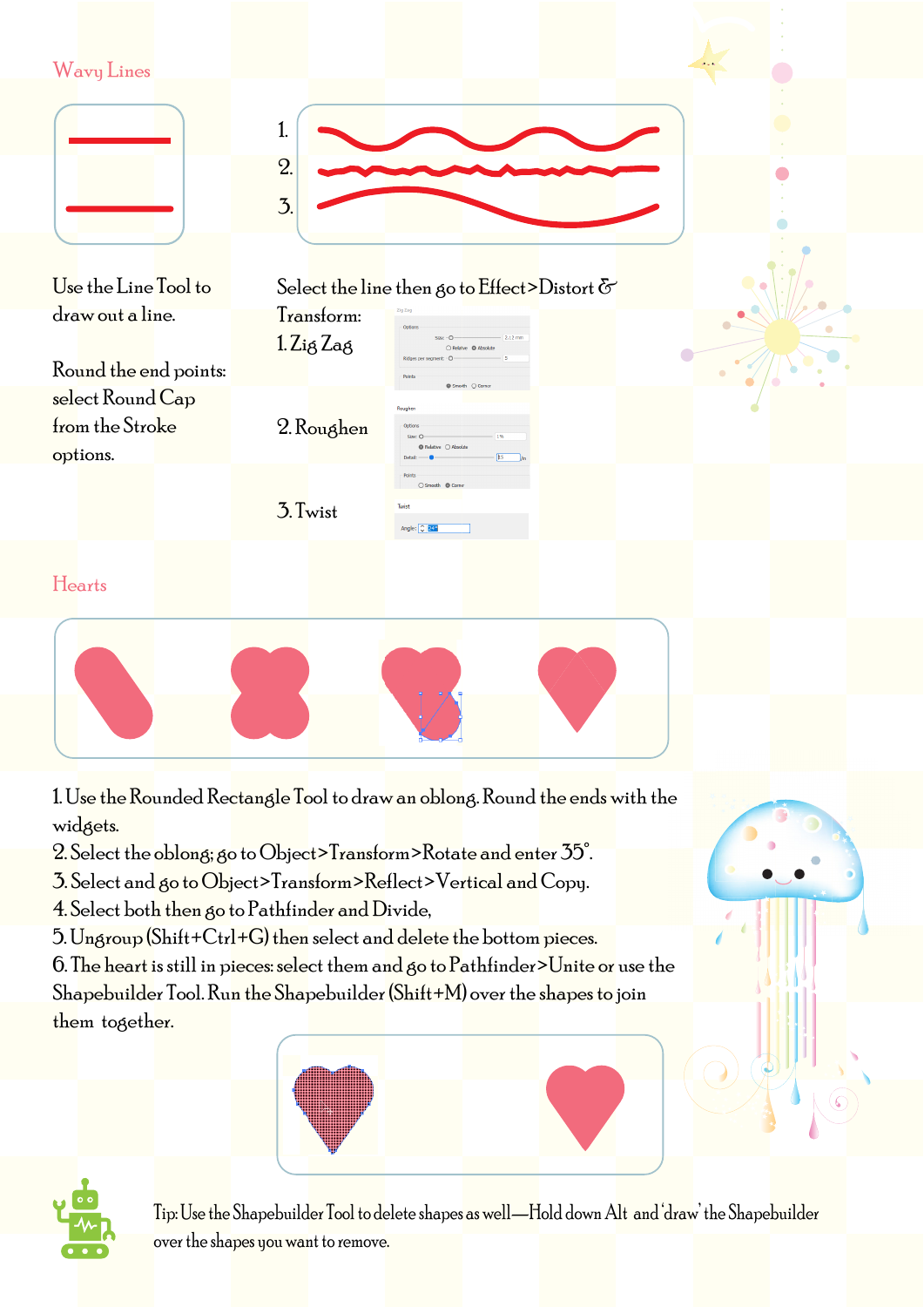## Wavy Lines

1.
2.
3.

Use the Line Tool to draw out a line.

Round the end points: select Round Cap from the Stroke options.

Select the line then go to Effect>Distort & Transform:

1. Zig Zag

2. Roughen

3. Twist

## Hearts

1. Use the Rounded Rectangle Tool to draw an oblong. Round the ends with the widgets.
2. Select the oblong; go to Object>Transform>Rotate and enter 35˚.
3. Select and go to Object>Transform>Reflect>Vertical and Copy.
4. Select both then go to Pathfinder and Divide,
5. Ungroup (Shift+Ctrl+G) then select and delete the bottom pieces.
6. The heart is still in pieces: select them and go to Pathfinder>Unite or use the Shapebuilder Tool. Run the Shapebuilder (Shift+M) over the shapes to join them together.

Tip: Use the Shapebuilder Tool to delete shapes as well—Hold down Alt and 'draw' the Shapebuilder over the shapes you want to remove.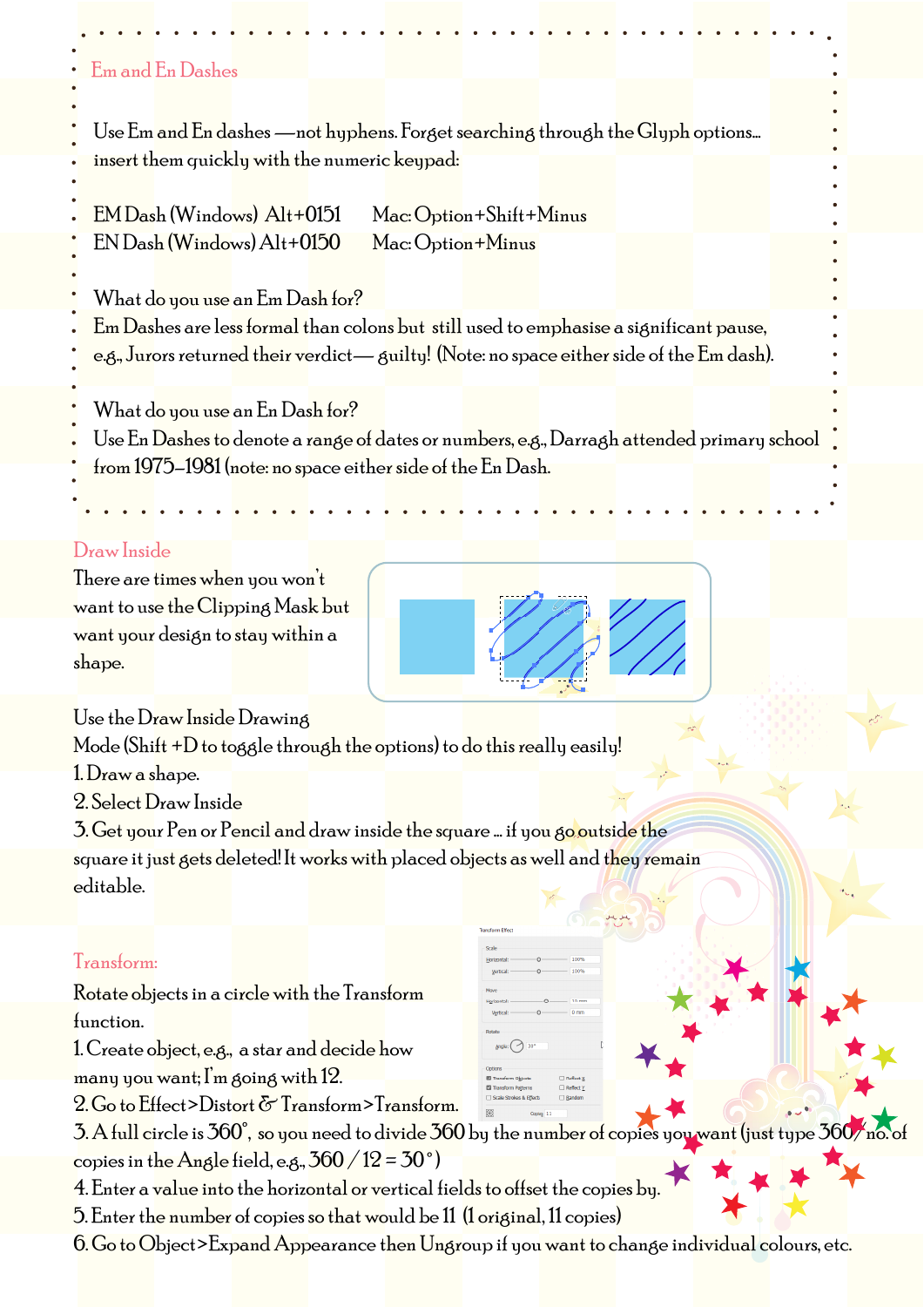## Em and En Dashes

Use Em and En dashes —not hyphens. Forget searching through the Glyph options… insert them quickly with the numeric keypad:

EM Dash (Windows) Alt+0151 Mac: Option+Shift+Minus
EN Dash (Windows) Alt+0150 Mac: Option+Minus

What do you use an Em Dash for?
Em Dashes are less formal than colons but still used to emphasise a significant pause, e.g., Jurors returned their verdict— guilty! (Note: no space either side of the Em dash).

What do you use an En Dash for?
Use En Dashes to denote a range of dates or numbers, e.g., Darragh attended primary school from 1975–1981 (note: no space either side of the En Dash.

## Draw Inside

There are times when you won't want to use the Clipping Mask but want your design to stay within a shape.

Use the Draw Inside Drawing Mode (Shift +D to toggle through the options) to do this really easily!

1. Draw a shape.
2. Select Draw Inside
3. Get your Pen or Pencil and draw inside the square … if you go outside the square it just gets deleted! It works with placed objects as well and they remain editable.

## Transform:

Rotate objects in a circle with the Transform function.

1. Create object, e.g., a star and decide how many you want; I'm going with 12.
2. Go to Effect>Distort & Transform>Transform.
3. A full circle is 360°, so you need to divide 360 by the number of copies you want (just type 360/ no. of copies in the Angle field, e.g., 360 / 12 = 30°)
4. Enter a value into the horizontal or vertical fields to offset the copies by.
5. Enter the number of copies so that would be 11 (1 original, 11 copies)
6. Go to Object>Expand Appearance then Ungroup if you want to change individual colours, etc.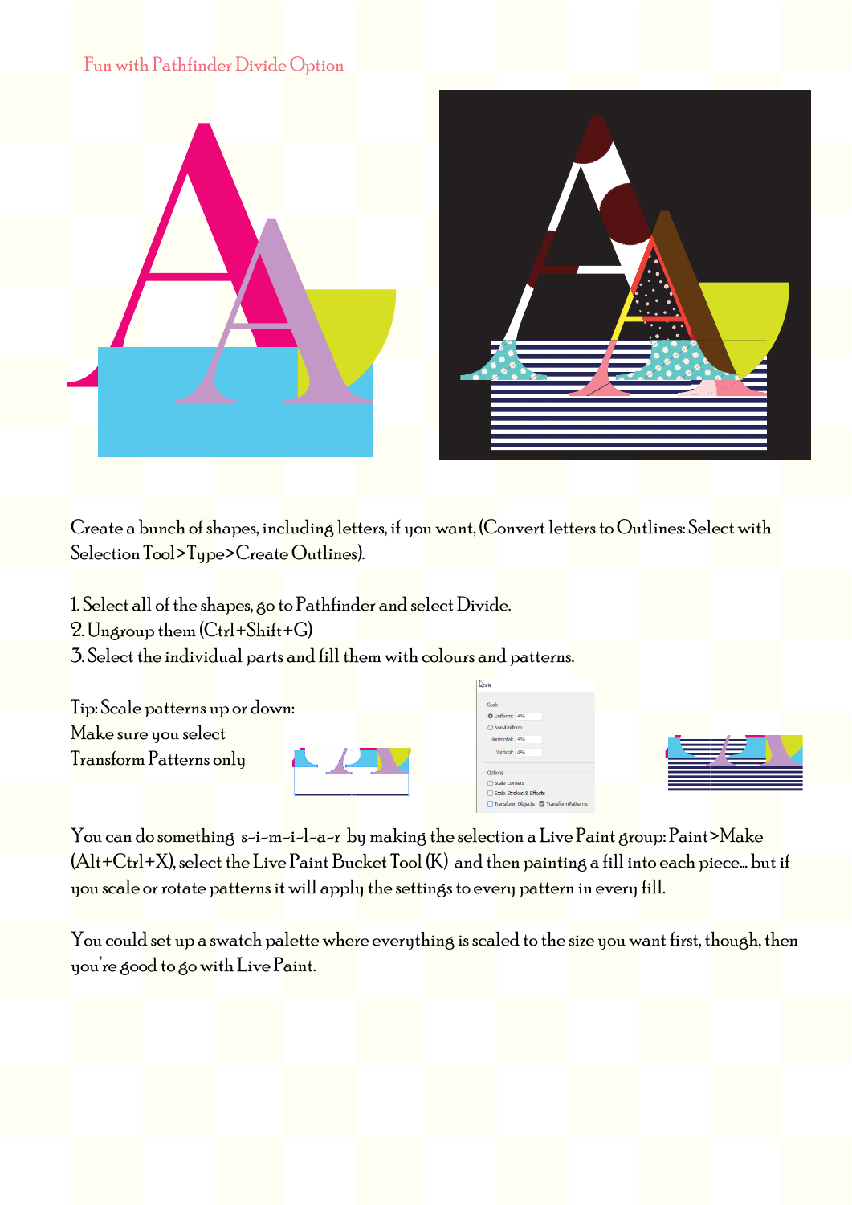## Fun with Pathfinder Divide Option

Create a bunch of shapes, including letters, if you want, (Convert letters to Outlines: Select with Selection Tool>Type>Create Outlines).

1. Select all of the shapes, go to Pathfinder and select Divide.
2. Ungroup them (Ctrl+Shift+G)
3. Select the individual parts and fill them with colours and patterns.

Tip: Scale patterns up or down:
Make sure you select
Transform Patterns only

You can do something s~i~m~i~l~a~r by making the selection a Live Paint group: Paint>Make (Alt+Ctrl+X), select the Live Paint Bucket Tool (K) and then painting a fill into each piece... but if you scale or rotate patterns it will apply the settings to every pattern in every fill.

You could set up a swatch palette where everything is scaled to the size you want first, though, then you're good to go with Live Paint.